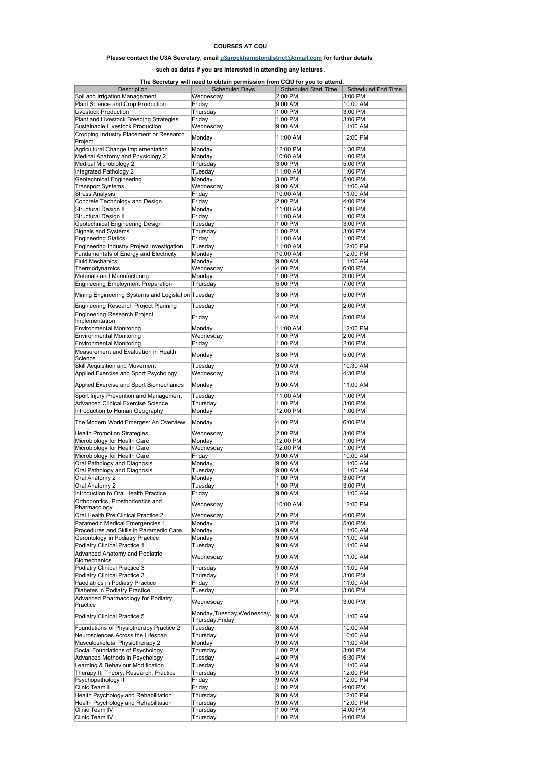**COURSES AT CQU**

**Please contact the U3A Secretary, email u3arockhamptondistrict@gmail.com for further details**

**such as dates if you are interested in attending any lectures.**

**The Secretary will need to obtain permission from CQU for you to attend.**

| Description | Scheduled Days | Scheduled Start Time | Scheduled End Time |
|---|---|---|---|
| Soil and Irrigation Management | Wednesday | 2:00 PM | 3:00 PM |
| Plant Science and Crop Production | Friday | 9:00 AM | 10:00 AM |
| Livestock Production | Thursday | 1:00 PM | 3:00 PM |
| Plant and Livestock Breeding Strategies | Friday | 1:00 PM | 3:00 PM |
| Sustainable Livestock Production | Wednesday | 9:00 AM | 11:00 AM |
| Cropping Industry Placement or Research Project | Monday | 11:00 AM | 12:00 PM |
| Agricultural Change Implementation | Monday | 12:00 PM | 1:30 PM |
| Medical Anatomy and Physiology 2 | Monday | 10:00 AM | 1:00 PM |
| Medical Microbiology 2 | Thursday | 3:00 PM | 5:00 PM |
| Integrated Pathology 2 | Tuesday | 11:00 AM | 1:00 PM |
| Geotechnical Engineering | Monday | 3:00 PM | 5:00 PM |
| Transport Systems | Wednesday | 9:00 AM | 11:00 AM |
| Stress Analysis | Friday | 10:00 AM | 11:00 AM |
| Concrete Technology and Design | Friday | 2:00 PM | 4:00 PM |
| Structural Design II | Monday | 11:00 AM | 1:00 PM |
| Structural Design II | Friday | 11:00 AM | 1:00 PM |
| Geotechnical Engineering Design | Tuesday | 1:00 PM | 3:00 PM |
| Signals and Systems | Thursday | 1:00 PM | 3:00 PM |
| Engineering Statics | Friday | 11:00 AM | 1:00 PM |
| Engineering Industry Project Investigation | Tuesday | 11:00 AM | 12:00 PM |
| Fundamentals of Energy and Electricity | Monday | 10:00 AM | 12:00 PM |
| Fluid Mechanics | Monday | 9:00 AM | 11:00 AM |
| Thermodynamics | Wednesday | 4:00 PM | 6:00 PM |
| Materials and Manufacturing | Monday | 1:00 PM | 3:00 PM |
| Engineering Employment Preparation | Thursday | 5:00 PM | 7:00 PM |
| Mining Engineering Systems and Legislation | Tuesday | 3:00 PM | 5:00 PM |
| Engineering Research Project Planning | Tuesday | 1:00 PM | 2:00 PM |
| Engineering Research Project Implementation | Friday | 4:00 PM | 5:00 PM |
| Environmental Monitoring | Monday | 11:00 AM | 12:00 PM |
| Environmental Monitoring | Wednesday | 1:00 PM | 2:00 PM |
| Environmental Monitoring | Friday | 1:00 PM | 2:00 PM |
| Measurement and Evaluation in Health Science | Monday | 3:00 PM | 5:00 PM |
| Skill Acquisition and Movement | Tuesday | 9:00 AM | 10:30 AM |
| Applied Exercise and Sport Psychology | Wednesday | 3:00 PM | 4:30 PM |
| Applied Exercise and Sport Biomechanics | Monday | 9:00 AM | 11:00 AM |
| Sport Injury Prevention and Management | Tuesday | 11:00 AM | 1:00 PM |
| Advanced Clinical Exercise Science | Thursday | 1:00 PM | 3:00 PM |
| Introduction to Human Geography | Monday | 12:00 PM | 1:00 PM |
| The Modern World Emerges: An Overview | Monday | 4:00 PM | 6:00 PM |
| Health Promotion Strategies | Wednesday | 2:00 PM | 3:00 PM |
| Microbiology for Health Care | Monday | 12:00 PM | 1:00 PM |
| Microbiology for Health Care | Wednesday | 12:00 PM | 1:00 PM |
| Microbiology for Health Care | Friday | 9:00 AM | 10:00 AM |
| Oral Pathology and Diagnosis | Monday | 9:00 AM | 11:00 AM |
| Oral Pathology and Diagnosis | Tuesday | 9:00 AM | 11:00 AM |
| Oral Anatomy 2 | Monday | 1:00 PM | 3:00 PM |
| Oral Anatomy 2 | Tuesday | 1:00 PM | 3:00 PM |
| Introduction to Oral Health Practice | Friday | 9:00 AM | 11:00 AM |
| Orthodontics, Prosthodontics and Pharmacology | Wednesday | 10:00 AM | 12:00 PM |
| Oral Health Pre Clinical Practice 2 | Wednesday | 2:00 PM | 4:00 PM |
| Paramedic Medical Emergencies 1 | Monday | 3:00 PM | 5:00 PM |
| Procedures and Skills in Paramedic Care | Monday | 9:00 AM | 11:00 AM |
| Gerontology in Podiatry Practice | Monday | 9:00 AM | 11:00 AM |
| Podiatry Clinical Practice 1 | Tuesday | 9:00 AM | 11:00 AM |
| Advanced Anatomy and Podiatric Biomechanics | Wednesday | 9:00 AM | 11:00 AM |
| Podiatry Clinical Practice 3 | Thursday | 9:00 AM | 11:00 AM |
| Podiatry Clinical Practice 3 | Thursday | 1:00 PM | 3:00 PM |
| Paediatrics in Podiatry Practice | Friday | 9:00 AM | 11:00 AM |
| Diabetes in Podiatry Practice | Tuesday | 1:00 PM | 3:00 PM |
| Advanced Pharmacology for Podiatry Practice | Wednesday | 1:00 PM | 3:00 PM |
| Podiatry Clinical Practice 5 | Monday,Tuesday,Wednesday, Thursday,Friday | 9:00 AM | 11:00 AM |
| Foundations of Physiotherapy Practice 2 | Tuesday | 8:00 AM | 10:00 AM |
| Neurosciences Across the Lifespan | Thursday | 8:00 AM | 10:00 AM |
| Musculoskeletal Physiotherapy 2 | Monday | 9:00 AM | 11:00 AM |
| Social Foundations of Psychology | Thursday | 1:00 PM | 3:00 PM |
| Advanced Methods in Psychology | Tuesday | 4:00 PM | 5:30 PM |
| Learning & Behaviour Modification | Tuesday | 9:00 AM | 11:00 AM |
| Therapy II: Theory, Research, Practice | Thursday | 9:00 AM | 12:00 PM |
| Psychopathology II | Friday | 9:00 AM | 12:00 PM |
| Clinic Team II | Friday | 1:00 PM | 4:00 PM |
| Health Psychology and Rehabilitation | Thursday | 9:00 AM | 12:00 PM |
| Health Psychology and Rehabilitation | Thursday | 9:00 AM | 12:00 PM |
| Clinic Team IV | Thursday | 1:00 PM | 4:00 PM |
| Clinic Team IV | Thursday | 1:00 PM | 4:00 PM |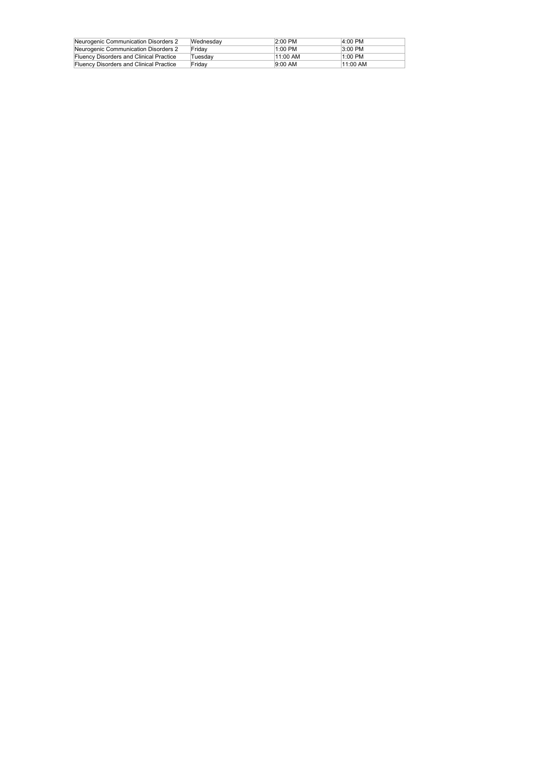| | | | |
|---|---|---|---|
| Neurogenic Communication Disorders 2 | Wednesday | 2:00 PM | 4:00 PM |
| Neurogenic Communication Disorders 2 | Friday | 1:00 PM | 3:00 PM |
| Fluency Disorders and Clinical Practice | Tuesday | 11:00 AM | 1:00 PM |
| Fluency Disorders and Clinical Practice | Friday | 9:00 AM | 11:00 AM |